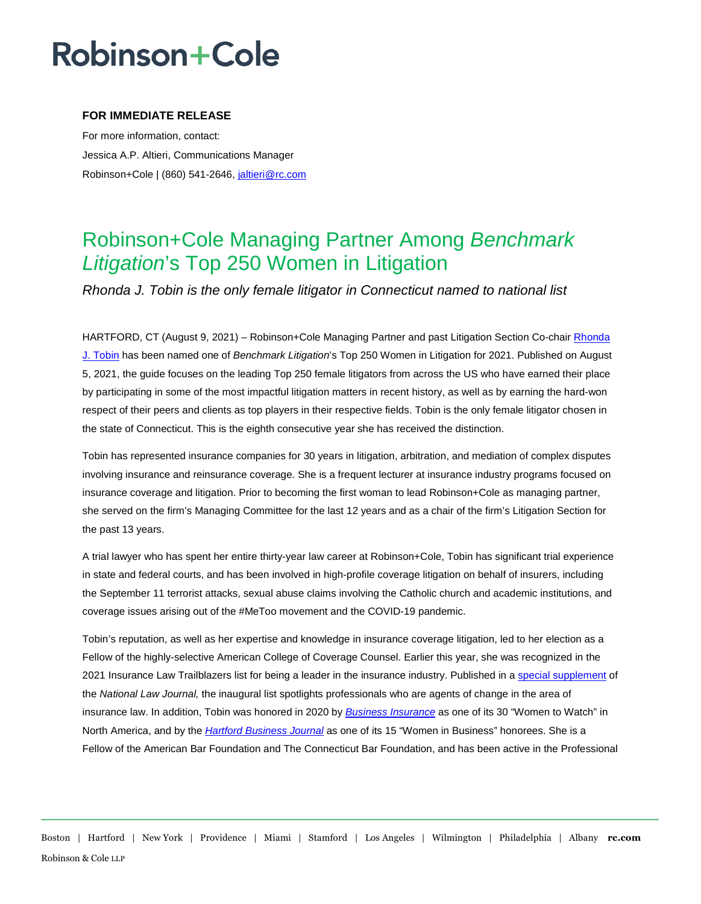# Robinson+Cole

**FOR IMMEDIATE RELEASE**

For more information, contact:

Jessica A.P. Altieri, Communications Manager

Robinson+Cole | (860) 541-2646, jaltieri@rc.com

## Robinson+Cole Managing Partner Among *Benchmark Litigation*'s Top 250 Women in Litigation

*Rhonda J. Tobin is the only female litigator in Connecticut named to national list*

HARTFORD, CT (August 9, 2021) – Robinson+Cole Managing Partner and past Litigation Section Co-chair Rhonda J. Tobin has been named one of *Benchmark Litigation*'s Top 250 Women in Litigation for 2021. Published on August 5, 2021, the guide focuses on the leading Top 250 female litigators from across the US who have earned their place by participating in some of the most impactful litigation matters in recent history, as well as by earning the hard-won respect of their peers and clients as top players in their respective fields. Tobin is the only female litigator chosen in the state of Connecticut. This is the eighth consecutive year she has received the distinction.

Tobin has represented insurance companies for 30 years in litigation, arbitration, and mediation of complex disputes involving insurance and reinsurance coverage. She is a frequent lecturer at insurance industry programs focused on insurance coverage and litigation. Prior to becoming the first woman to lead Robinson+Cole as managing partner, she served on the firm's Managing Committee for the last 12 years and as a chair of the firm's Litigation Section for the past 13 years.

A trial lawyer who has spent her entire thirty-year law career at Robinson+Cole, Tobin has significant trial experience in state and federal courts, and has been involved in high-profile coverage litigation on behalf of insurers, including the September 11 terrorist attacks, sexual abuse claims involving the Catholic church and academic institutions, and coverage issues arising out of the #MeToo movement and the COVID-19 pandemic.

Tobin's reputation, as well as her expertise and knowledge in insurance coverage litigation, led to her election as a Fellow of the highly-selective American College of Coverage Counsel. Earlier this year, she was recognized in the 2021 Insurance Law Trailblazers list for being a leader in the insurance industry. Published in a special supplement of the *National Law Journal,* the inaugural list spotlights professionals who are agents of change in the area of insurance law. In addition, Tobin was honored in 2020 by *Business Insurance* as one of its 30 "Women to Watch" in North America, and by the *Hartford Business Journal* as one of its 15 "Women in Business" honorees. She is a Fellow of the American Bar Foundation and The Connecticut Bar Foundation, and has been active in the Professional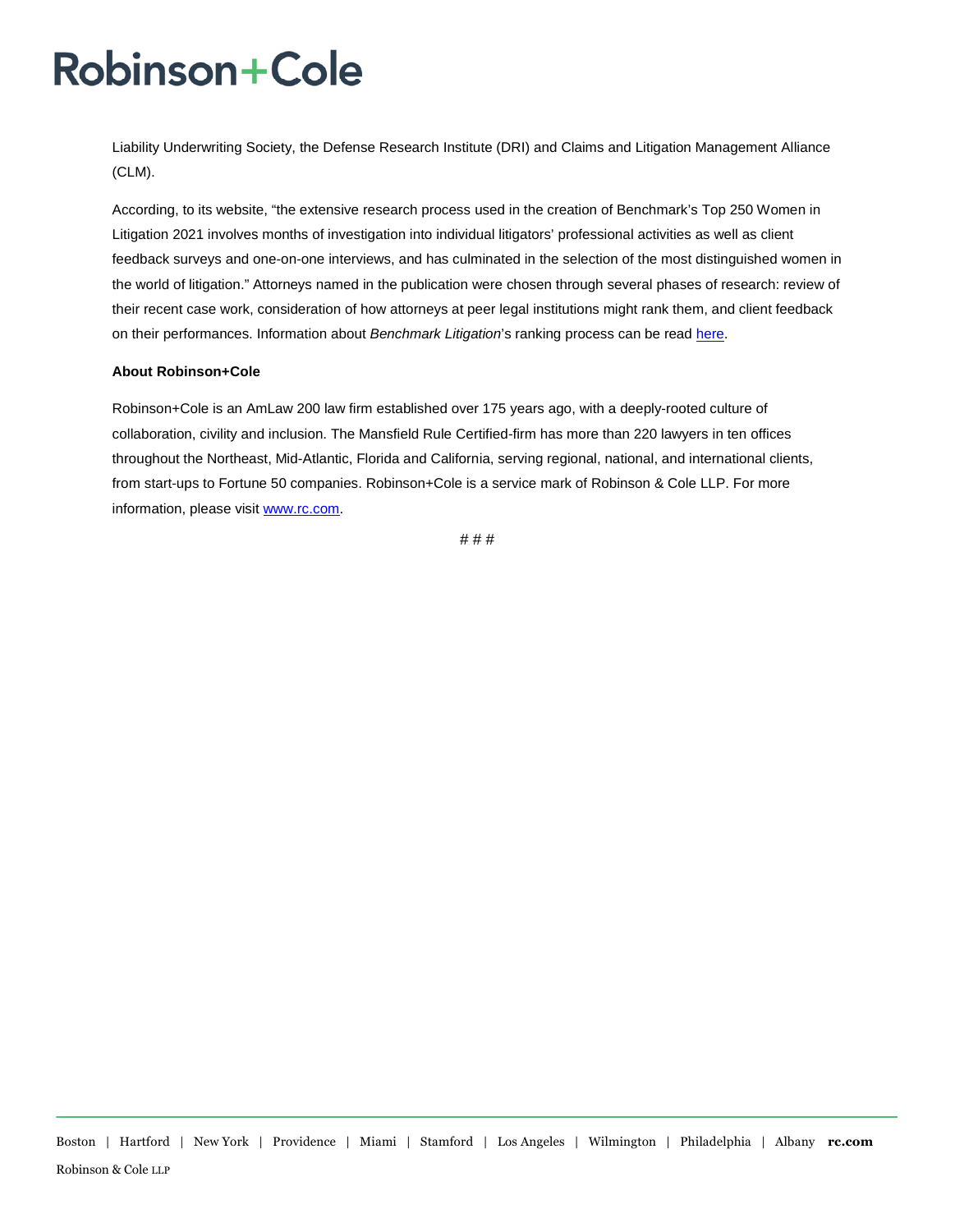Liability Underwriting Society, the Defense Research Institute (DRI) and Claims and Litigation Management Alliance (CLM).

According, to its website, "the extensive research process used in the creation of Benchmark's Top 250 Women in Litigation 2021 involves months of investigation into individual litigators' professional activities as well as client feedback surveys and one-on-one interviews, and has culminated in the selection of the most distinguished women in the world of litigation." Attorneys named in the publication were chosen through several phases of research: review of their recent case work, consideration of how attorneys at peer legal institutions might rank them, and client feedback on their performances. Information about *Benchmark Litigation*'s ranking process can be read here.

**About Robinson+Cole**

Robinson+Cole is an AmLaw 200 law firm established over 175 years ago, with a deeply-rooted culture of collaboration, civility and inclusion. The Mansfield Rule Certified-firm has more than 220 lawyers in ten offices throughout the Northeast, Mid-Atlantic, Florida and California, serving regional, national, and international clients, from start-ups to Fortune 50 companies. Robinson+Cole is a service mark of Robinson & Cole LLP. For more information, please visit www.rc.com.

# # #